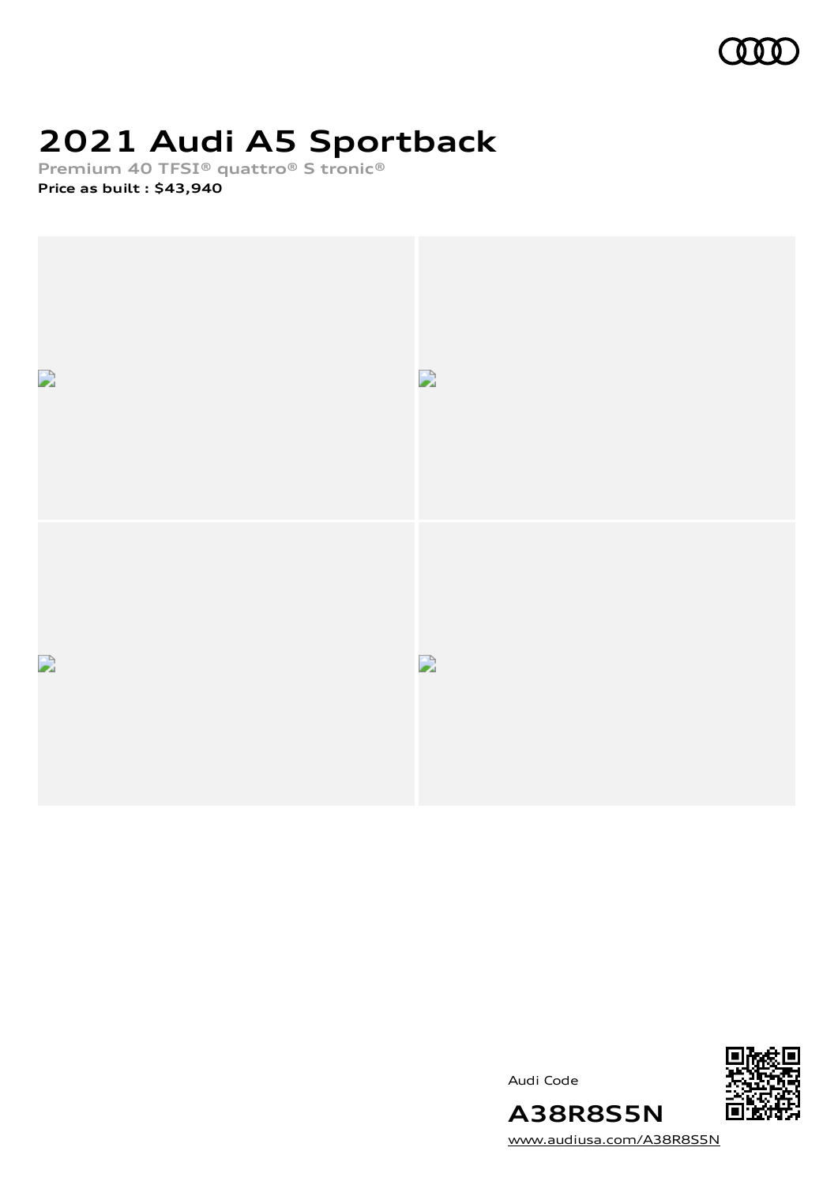# 2021 Audi A5 Sportback

**Premium 40 TFSI® quattro® S tronic®**

**Price as built : $43,940**

Audi Code

**A38R8S5N**

www.audiusa.com/A38R8S5N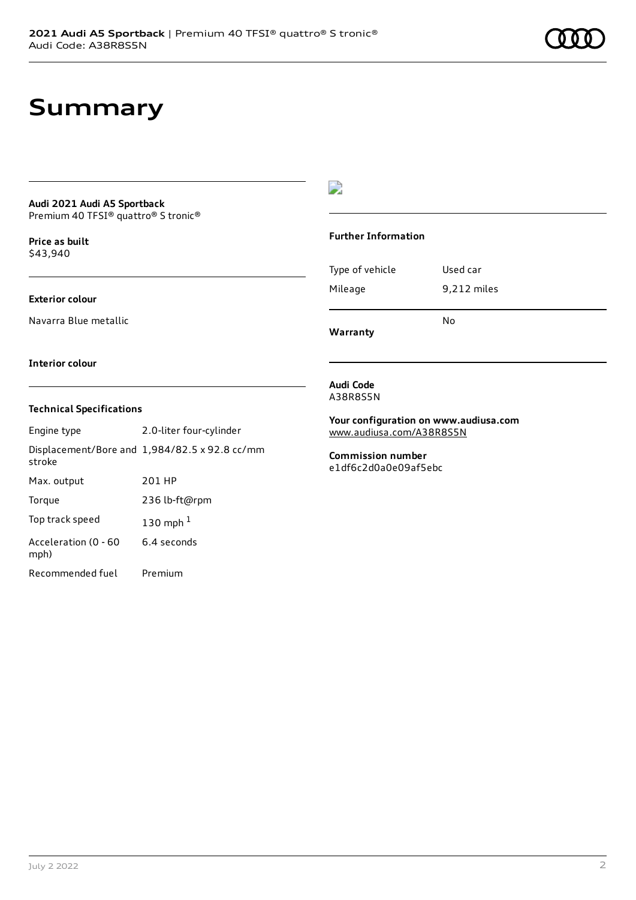# Summary

**Audi 2021 Audi A5 Sportback**
Premium 40 TFSI® quattro® S tronic®

**Price as built**
$43,940

**Exterior colour**

Navarra Blue metallic

**Interior colour**

### Technical Specifications

| | |
|---|---|
| Engine type | 2.0-liter four-cylinder |
| Displacement/Bore and stroke | 1,984/82.5 x 92.8 cc/mm |
| Max. output | 201 HP |
| Torque | 236 lb-ft@rpm |
| Top track speed | 130 mph [1] |
| Acceleration (0 - 60 mph) | 6.4 seconds |
| Recommended fuel | Premium |

### Further Information

| | |
|---|---|
| Type of vehicle | Used car |
| Mileage | 9,212 miles |
| **Warranty** | No |

**Audi Code**
A38R8S5N

**Your configuration on www.audiusa.com**
www.audiusa.com/A38R8S5N

**Commission number**
e1df6c2d0a0e09af5ebc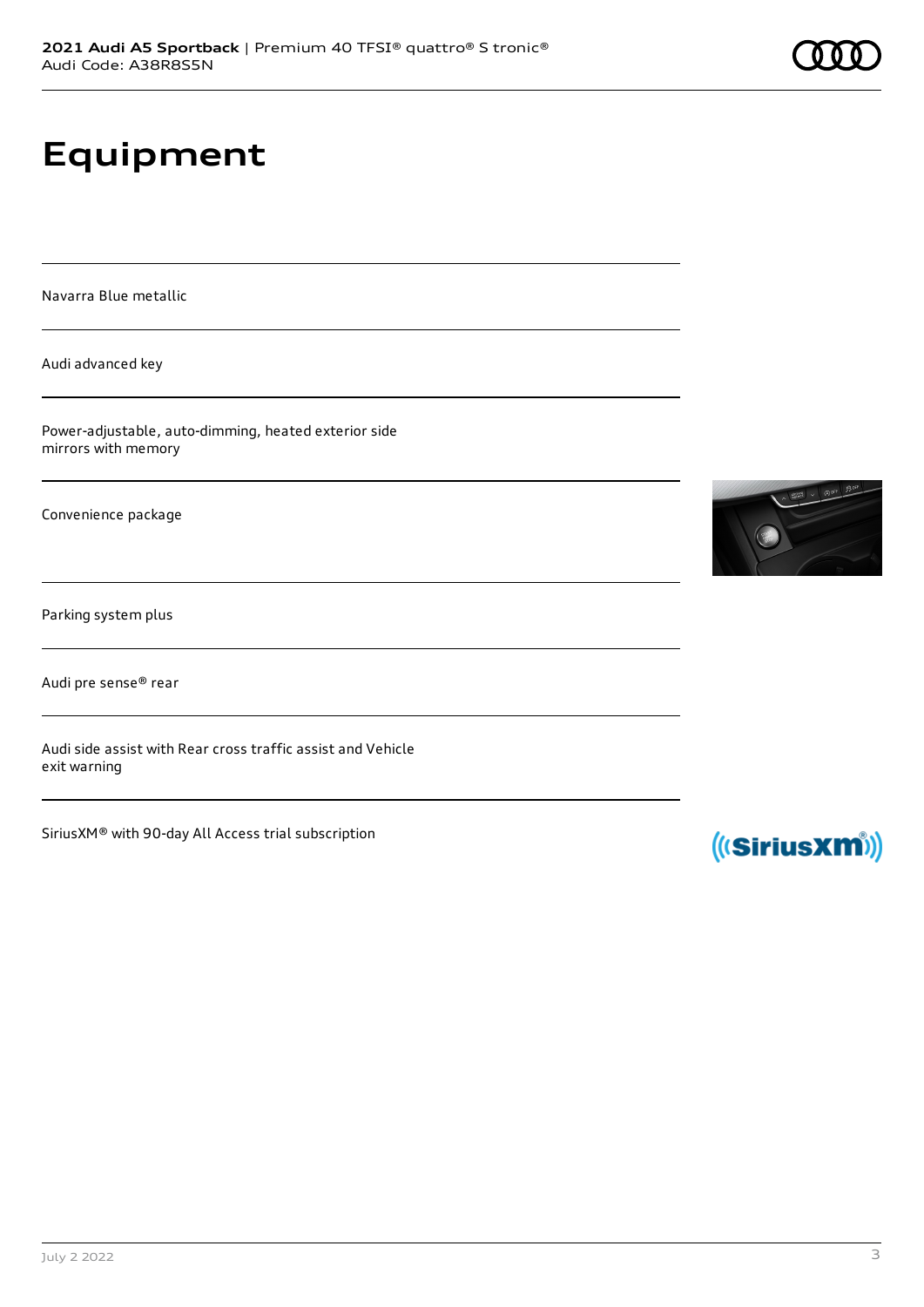# Equipment

Navarra Blue metallic

Audi advanced key

Power-adjustable, auto-dimming, heated exterior side mirrors with memory

Convenience package

Parking system plus

Audi pre sense® rear

Audi side assist with Rear cross traffic assist and Vehicle exit warning

SiriusXM® with 90-day All Access trial subscription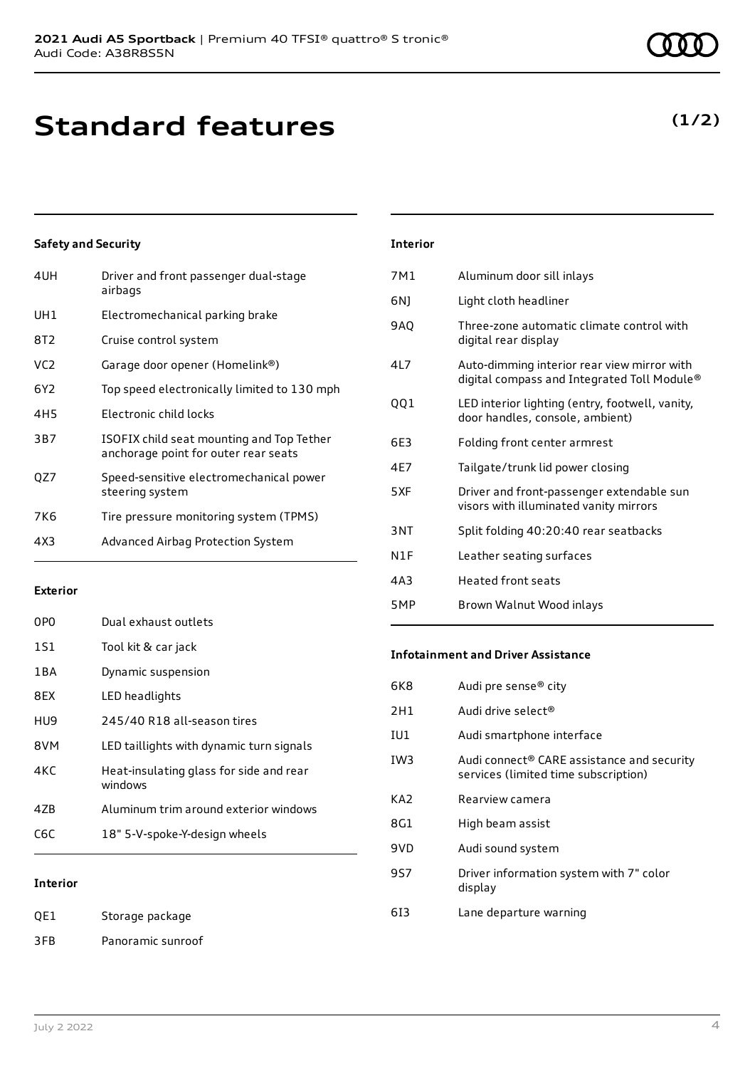# Standard features

**(1/2)**

### Safety and Security

| | |
|---|---|
| 4UH | Driver and front passenger dual-stage airbags |
| UH1 | Electromechanical parking brake |
| 8T2 | Cruise control system |
| VC2 | Garage door opener (Homelink®) |
| 6Y2 | Top speed electronically limited to 130 mph |
| 4H5 | Electronic child locks |
| 3B7 | ISOFIX child seat mounting and Top Tether anchorage point for outer rear seats |
| QZ7 | Speed-sensitive electromechanical power steering system |
| 7K6 | Tire pressure monitoring system (TPMS) |
| 4X3 | Advanced Airbag Protection System |

### Exterior

| | |
|---|---|
| 0P0 | Dual exhaust outlets |
| 1S1 | Tool kit & car jack |
| 1BA | Dynamic suspension |
| 8EX | LED headlights |
| HU9 | 245/40 R18 all-season tires |
| 8VM | LED taillights with dynamic turn signals |
| 4KC | Heat-insulating glass for side and rear windows |
| 4ZB | Aluminum trim around exterior windows |
| C6C | 18" 5-V-spoke-Y-design wheels |

### Interior

| | |
|---|---|
| QE1 | Storage package |
| 3FB | Panoramic sunroof |
| 7M1 | Aluminum door sill inlays |
| 6NJ | Light cloth headliner |
| 9AQ | Three-zone automatic climate control with digital rear display |
| 4L7 | Auto-dimming interior rear view mirror with digital compass and Integrated Toll Module® |
| QQ1 | LED interior lighting (entry, footwell, vanity, door handles, console, ambient) |
| 6E3 | Folding front center armrest |
| 4E7 | Tailgate/trunk lid power closing |
| 5XF | Driver and front-passenger extendable sun visors with illuminated vanity mirrors |
| 3NT | Split folding 40:20:40 rear seatbacks |
| N1F | Leather seating surfaces |
| 4A3 | Heated front seats |
| 5MP | Brown Walnut Wood inlays |

### Infotainment and Driver Assistance

| | |
|---|---|
| 6K8 | Audi pre sense® city |
| 2H1 | Audi drive select® |
| IU1 | Audi smartphone interface |
| IW3 | Audi connect® CARE assistance and security services (limited time subscription) |
| KA2 | Rearview camera |
| 8G1 | High beam assist |
| 9VD | Audi sound system |
| 9S7 | Driver information system with 7" color display |
| 6I3 | Lane departure warning |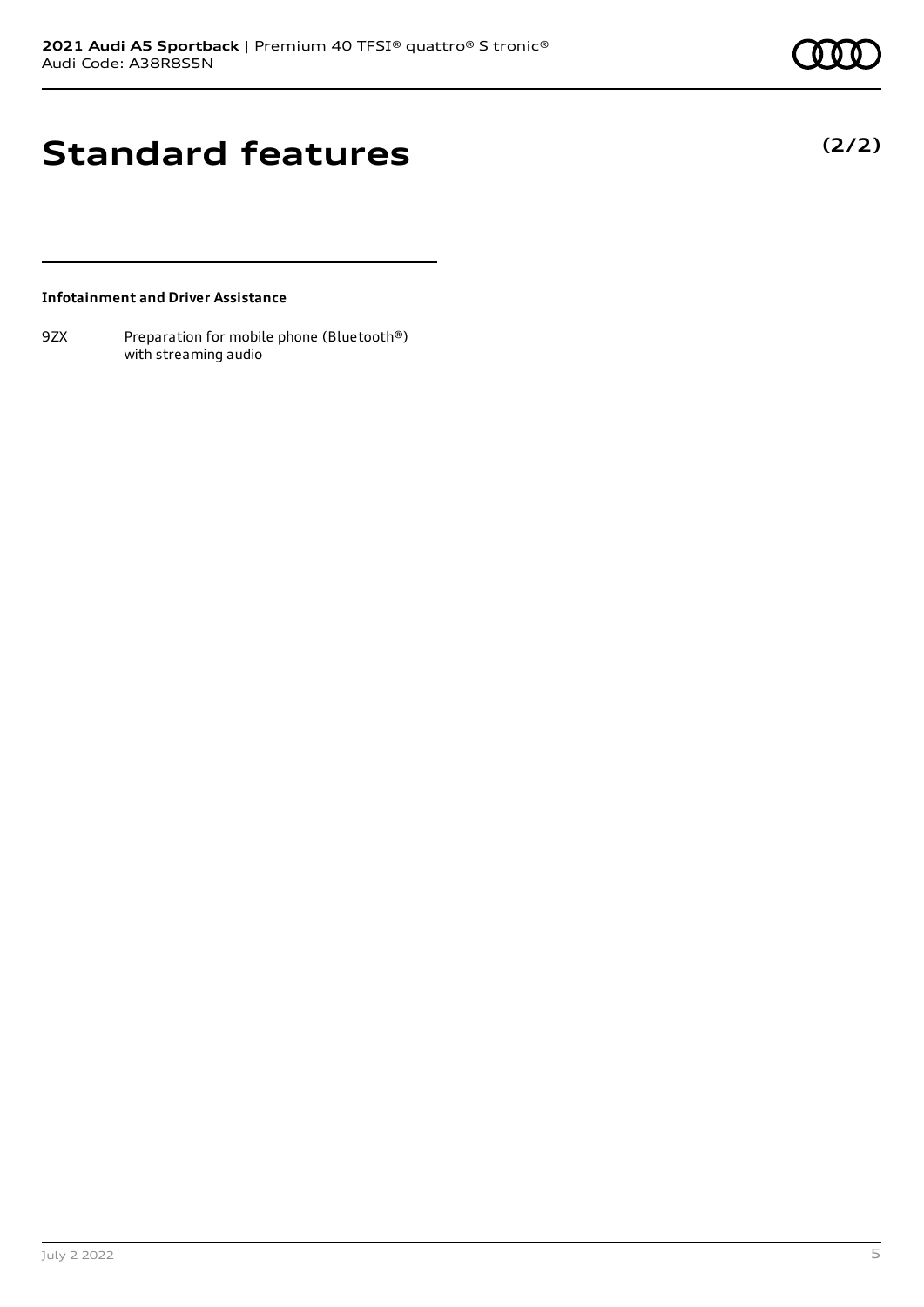# Standard features

**(2/2)**

### Infotainment and Driver Assistance

| | |
|---|---|
| 9ZX | Preparation for mobile phone (Bluetooth®) with streaming audio |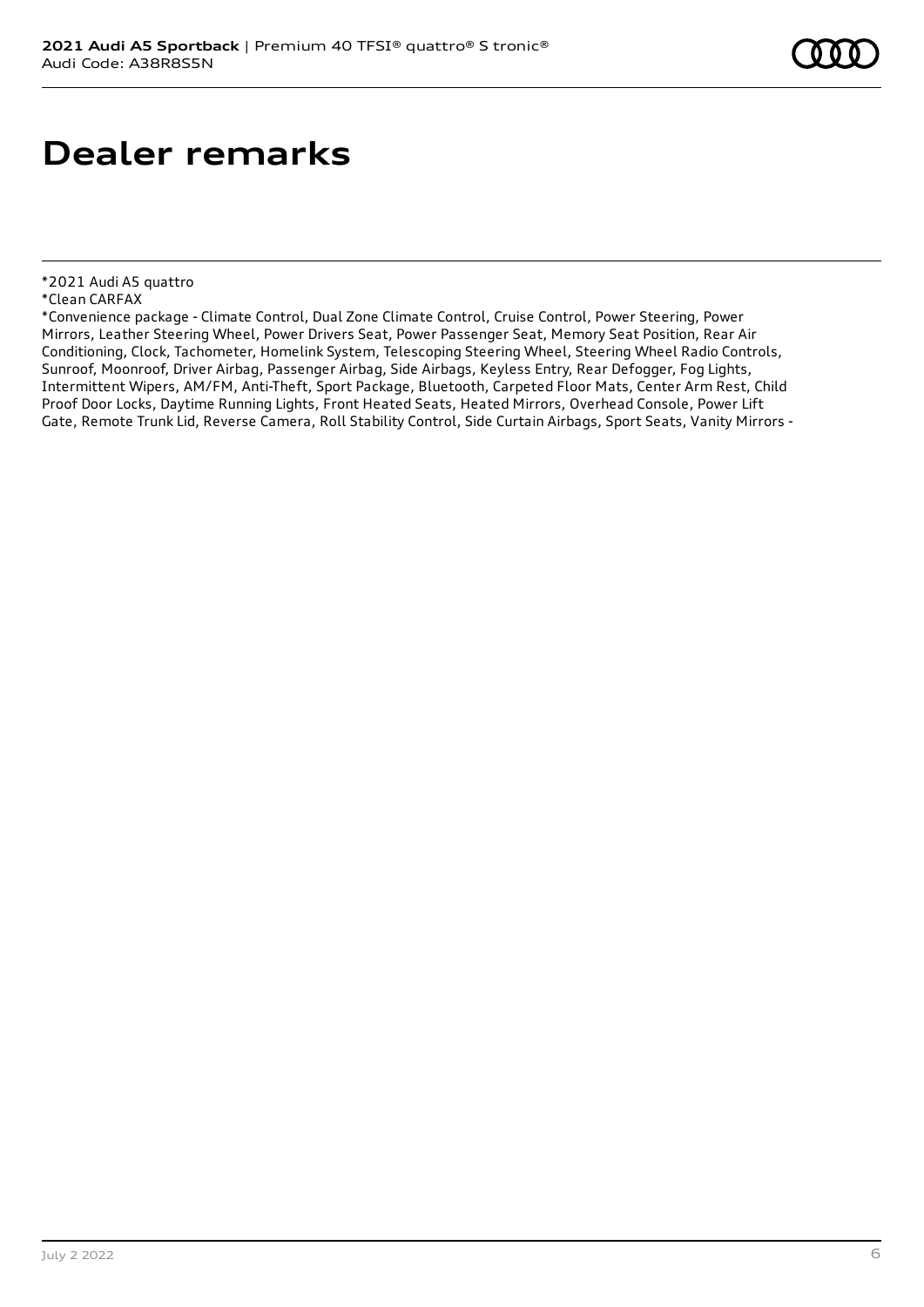# Dealer remarks

*2021 Audi A5 quattro
*Clean CARFAX
*Convenience package - Climate Control, Dual Zone Climate Control, Cruise Control, Power Steering, Power Mirrors, Leather Steering Wheel, Power Drivers Seat, Power Passenger Seat, Memory Seat Position, Rear Air Conditioning, Clock, Tachometer, Homelink System, Telescoping Steering Wheel, Steering Wheel Radio Controls, Sunroof, Moonroof, Driver Airbag, Passenger Airbag, Side Airbags, Keyless Entry, Rear Defogger, Fog Lights, Intermittent Wipers, AM/FM, Anti-Theft, Sport Package, Bluetooth, Carpeted Floor Mats, Center Arm Rest, Child Proof Door Locks, Daytime Running Lights, Front Heated Seats, Heated Mirrors, Overhead Console, Power Lift Gate, Remote Trunk Lid, Reverse Camera, Roll Stability Control, Side Curtain Airbags, Sport Seats, Vanity Mirrors -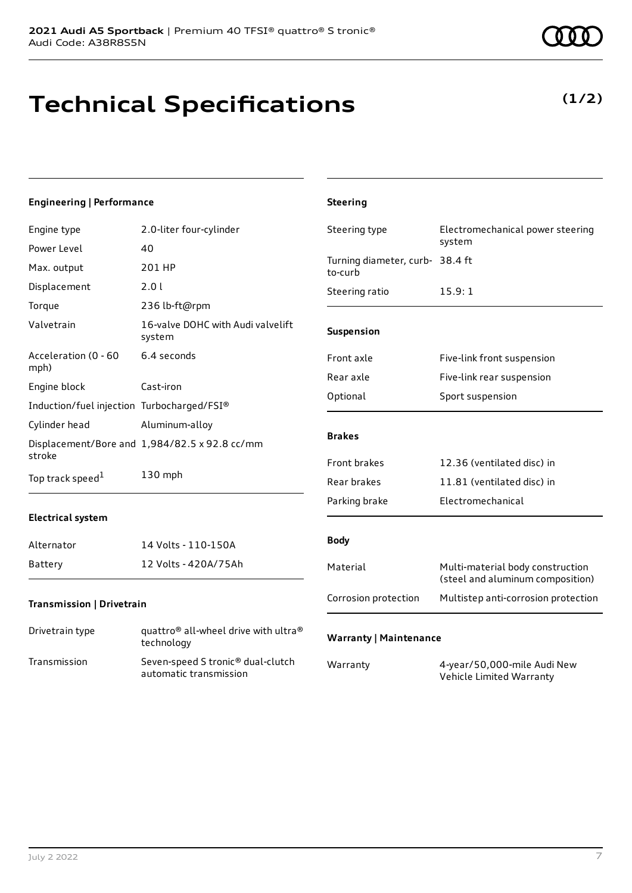# Technical Specifications

**(1/2)**

### Engineering | Performance

| | |
|---|---|
| Engine type | 2.0-liter four-cylinder |
| Power Level | 40 |
| Max. output | 201 HP |
| Displacement | 2.0 l |
| Torque | 236 lb-ft@rpm |
| Valvetrain | 16-valve DOHC with Audi valvelift system |
| Acceleration (0 - 60 mph) | 6.4 seconds |
| Engine block | Cast-iron |
| Induction/fuel injection | Turbocharged/FSI® |
| Cylinder head | Aluminum-alloy |
| Displacement/Bore and stroke | 1,984/82.5 x 92.8 cc/mm |
| Top track speed[1] | 130 mph |

### Electrical system

| | |
|---|---|
| Alternator | 14 Volts - 110-150A |
| Battery | 12 Volts - 420A/75Ah |

### Transmission | Drivetrain

| | |
|---|---|
| Drivetrain type | quattro® all-wheel drive with ultra® technology |
| Transmission | Seven-speed S tronic® dual-clutch automatic transmission |

### Steering

| | |
|---|---|
| Steering type | Electromechanical power steering system |
| Turning diameter, curb-to-curb | 38.4 ft |
| Steering ratio | 15.9: 1 |

### Suspension

| | |
|---|---|
| Front axle | Five-link front suspension |
| Rear axle | Five-link rear suspension |
| Optional | Sport suspension |

### Brakes

| | |
|---|---|
| Front brakes | 12.36 (ventilated disc) in |
| Rear brakes | 11.81 (ventilated disc) in |
| Parking brake | Electromechanical |

### Body

| | |
|---|---|
| Material | Multi-material body construction (steel and aluminum composition) |
| Corrosion protection | Multistep anti-corrosion protection |

### Warranty | Maintenance

| | |
|---|---|
| Warranty | 4-year/50,000-mile Audi New Vehicle Limited Warranty |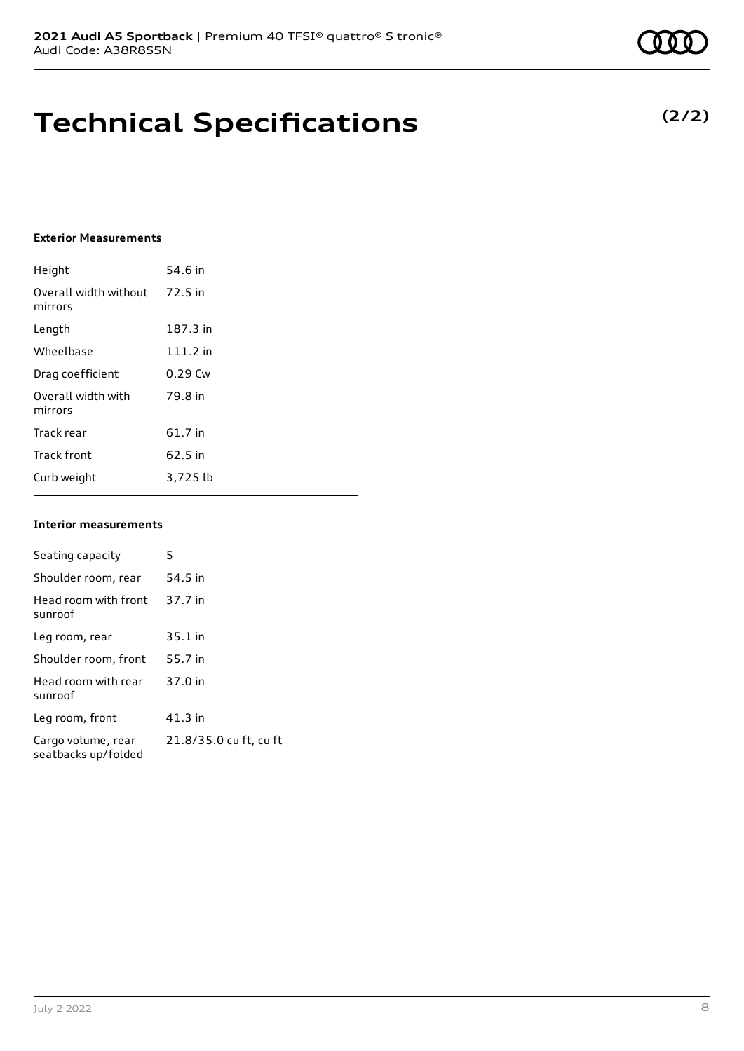# Technical Specifications

**(2/2)**

### Exterior Measurements

| | |
|---|---|
| Height | 54.6 in |
| Overall width without mirrors | 72.5 in |
| Length | 187.3 in |
| Wheelbase | 111.2 in |
| Drag coefficient | 0.29 Cw |
| Overall width with mirrors | 79.8 in |
| Track rear | 61.7 in |
| Track front | 62.5 in |
| Curb weight | 3,725 lb |

### Interior measurements

| | |
|---|---|
| Seating capacity | 5 |
| Shoulder room, rear | 54.5 in |
| Head room with front sunroof | 37.7 in |
| Leg room, rear | 35.1 in |
| Shoulder room, front | 55.7 in |
| Head room with rear sunroof | 37.0 in |
| Leg room, front | 41.3 in |
| Cargo volume, rear seatbacks up/folded | 21.8/35.0 cu ft, cu ft |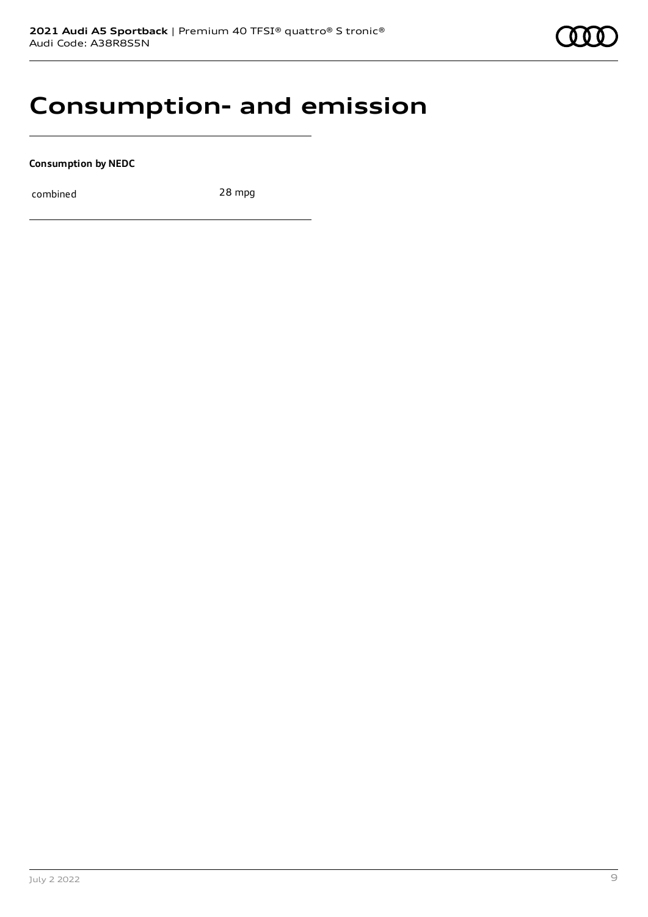# Consumption- and emission

**Consumption by NEDC**

| | |
|---|---|
| combined | 28 mpg |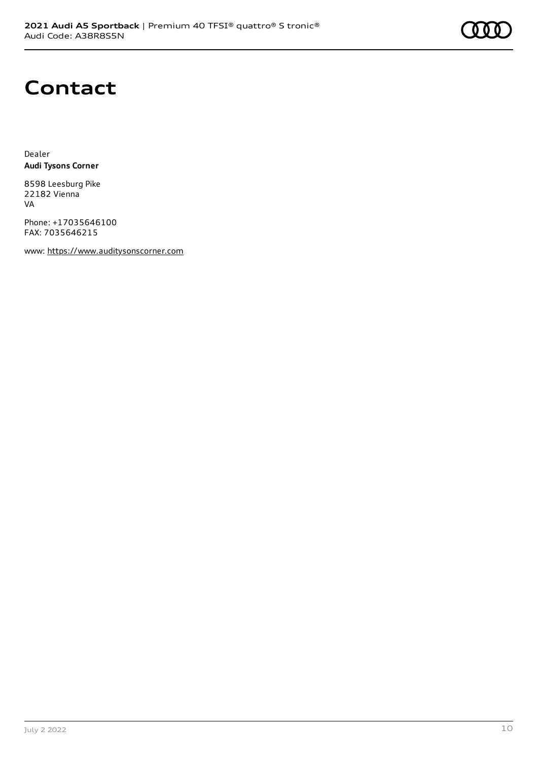# Contact

Dealer
**Audi Tysons Corner**

8598 Leesburg Pike
22182 Vienna
VA

Phone: +17035646100
FAX: 7035646215

www: https://www.auditysonscorner.com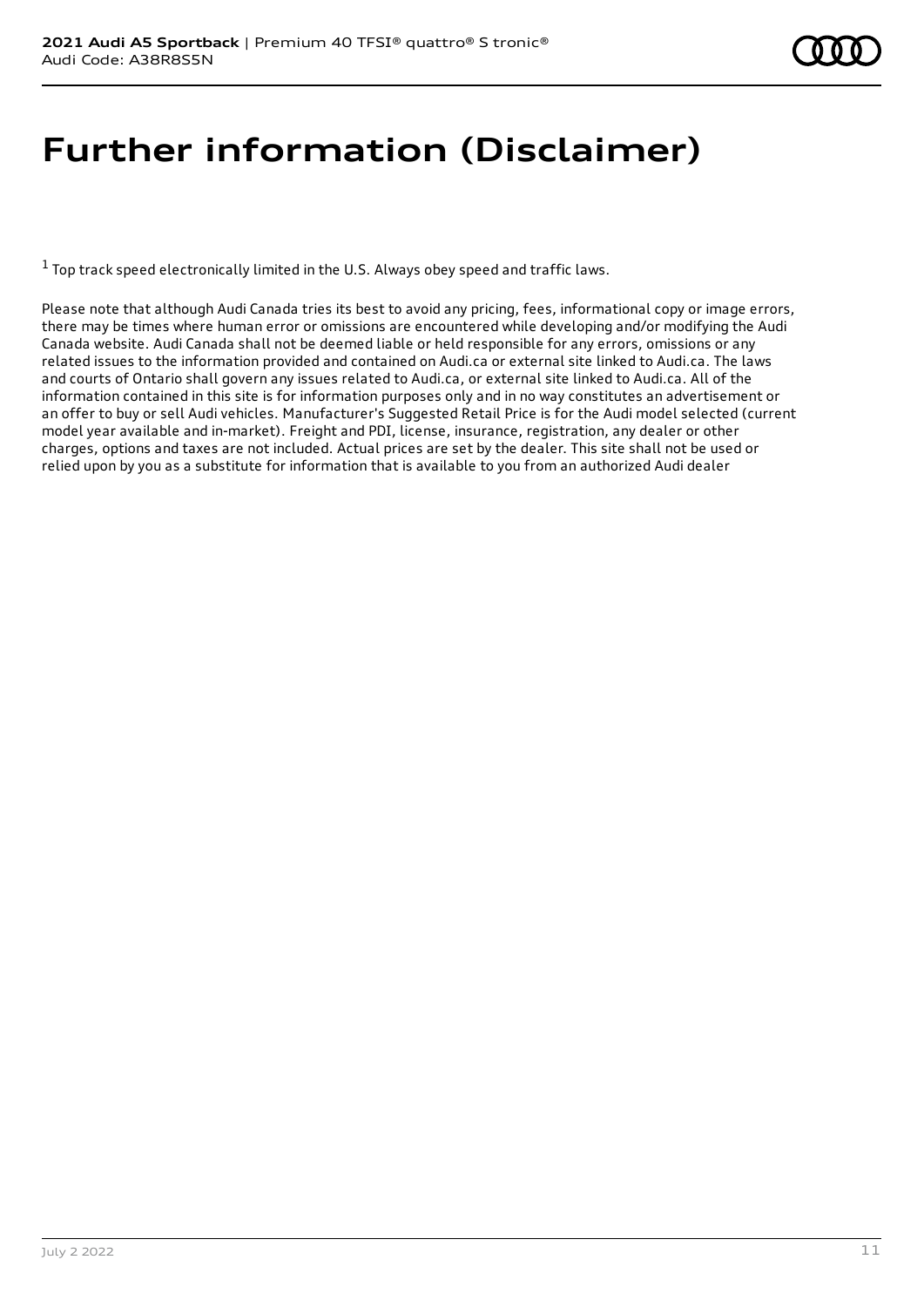# Further information (Disclaimer)

[1] Top track speed electronically limited in the U.S. Always obey speed and traffic laws.

Please note that although Audi Canada tries its best to avoid any pricing, fees, informational copy or image errors, there may be times where human error or omissions are encountered while developing and/or modifying the Audi Canada website. Audi Canada shall not be deemed liable or held responsible for any errors, omissions or any related issues to the information provided and contained on Audi.ca or external site linked to Audi.ca. The laws and courts of Ontario shall govern any issues related to Audi.ca, or external site linked to Audi.ca. All of the information contained in this site is for information purposes only and in no way constitutes an advertisement or an offer to buy or sell Audi vehicles. Manufacturer's Suggested Retail Price is for the Audi model selected (current model year available and in-market). Freight and PDI, license, insurance, registration, any dealer or other charges, options and taxes are not included. Actual prices are set by the dealer. This site shall not be used or relied upon by you as a substitute for information that is available to you from an authorized Audi dealer